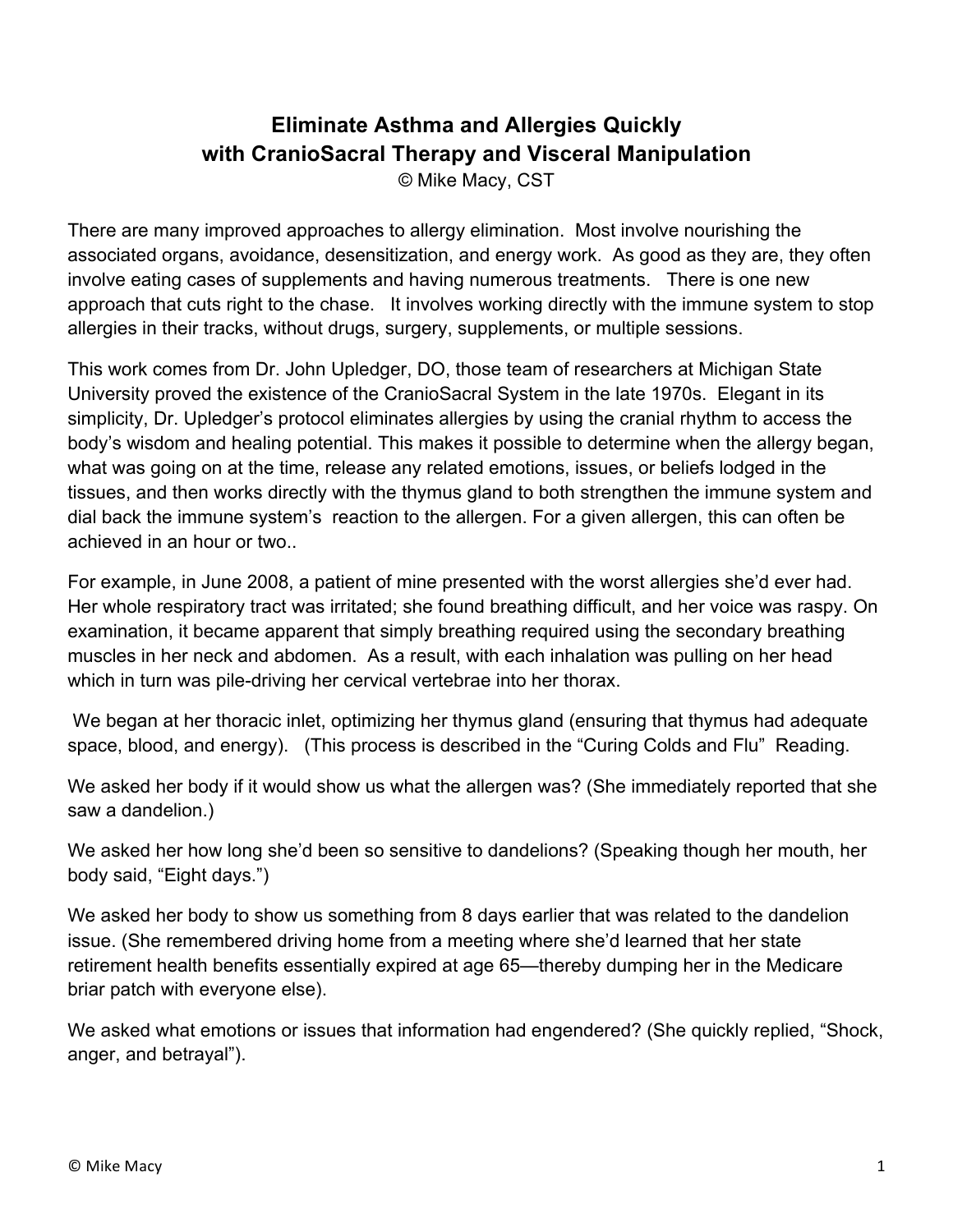# Eliminate Asthma and Allergies Quickly with CranioSacral Therapy and Visceral Manipulation

© Mike Macy, CST

There are many improved approaches to allergy elimination. Most involve nourishing the associated organs, avoidance, desensitization, and energy work. As good as they are, they often involve eating cases of supplements and having numerous treatments. There is one new approach that cuts right to the chase. It involves working directly with the immune system to stop allergies in their tracks, without drugs, surgery, supplements, or multiple sessions.

This work comes from Dr. John Upledger, DO, those team of researchers at Michigan State University proved the existence of the CranioSacral System in the late 1970s. Elegant in its simplicity, Dr. Upledger's protocol eliminates allergies by using the cranial rhythm to access the body's wisdom and healing potential. This makes it possible to determine when the allergy began, what was going on at the time, release any related emotions, issues, or beliefs lodged in the tissues, and then works directly with the thymus gland to both strengthen the immune system and dial back the immune system's reaction to the allergen. For a given allergen, this can often be achieved in an hour or two..

For example, in June 2008, a patient of mine presented with the worst allergies she'd ever had. Her whole respiratory tract was irritated; she found breathing difficult, and her voice was raspy. On examination, it became apparent that simply breathing required using the secondary breathing muscles in her neck and abdomen. As a result, with each inhalation was pulling on her head which in turn was pile-driving her cervical vertebrae into her thorax.

We began at her thoracic inlet, optimizing her thymus gland (ensuring that thymus had adequate space, blood, and energy). (This process is described in the "Curing Colds and Flu" Reading.

We asked her body if it would show us what the allergen was? (She immediately reported that she saw a dandelion.)

We asked her how long she'd been so sensitive to dandelions? (Speaking though her mouth, her body said, "Eight days.")

We asked her body to show us something from 8 days earlier that was related to the dandelion issue. (She remembered driving home from a meeting where she'd learned that her state retirement health benefits essentially expired at age 65—thereby dumping her in the Medicare briar patch with everyone else).

We asked what emotions or issues that information had engendered? (She quickly replied, "Shock, anger, and betrayal").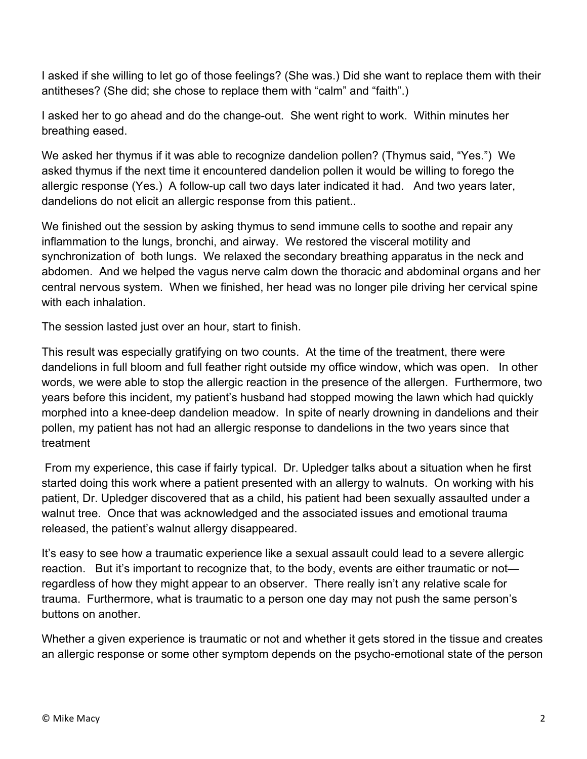I asked if she willing to let go of those feelings? (She was.) Did she want to replace them with their antitheses? (She did; she chose to replace them with “calm” and “faith”.)

I asked her to go ahead and do the change-out. She went right to work. Within minutes her breathing eased.

We asked her thymus if it was able to recognize dandelion pollen? (Thymus said, “Yes.”) We asked thymus if the next time it encountered dandelion pollen it would be willing to forego the allergic response (Yes.) A follow-up call two days later indicated it had. And two years later, dandelions do not elicit an allergic response from this patient..

We finished out the session by asking thymus to send immune cells to soothe and repair any inflammation to the lungs, bronchi, and airway. We restored the visceral motility and synchronization of both lungs. We relaxed the secondary breathing apparatus in the neck and abdomen. And we helped the vagus nerve calm down the thoracic and abdominal organs and her central nervous system. When we finished, her head was no longer pile driving her cervical spine with each inhalation.

The session lasted just over an hour, start to finish.

This result was especially gratifying on two counts. At the time of the treatment, there were dandelions in full bloom and full feather right outside my office window, which was open. In other words, we were able to stop the allergic reaction in the presence of the allergen. Furthermore, two years before this incident, my patient’s husband had stopped mowing the lawn which had quickly morphed into a knee-deep dandelion meadow. In spite of nearly drowning in dandelions and their pollen, my patient has not had an allergic response to dandelions in the two years since that treatment

From my experience, this case if fairly typical. Dr. Upledger talks about a situation when he first started doing this work where a patient presented with an allergy to walnuts. On working with his patient, Dr. Upledger discovered that as a child, his patient had been sexually assaulted under a walnut tree. Once that was acknowledged and the associated issues and emotional trauma released, the patient’s walnut allergy disappeared.

It’s easy to see how a traumatic experience like a sexual assault could lead to a severe allergic reaction. But it’s important to recognize that, to the body, events are either traumatic or not—regardless of how they might appear to an observer. There really isn’t any relative scale for trauma. Furthermore, what is traumatic to a person one day may not push the same person’s buttons on another.

Whether a given experience is traumatic or not and whether it gets stored in the tissue and creates an allergic response or some other symptom depends on the psycho-emotional state of the person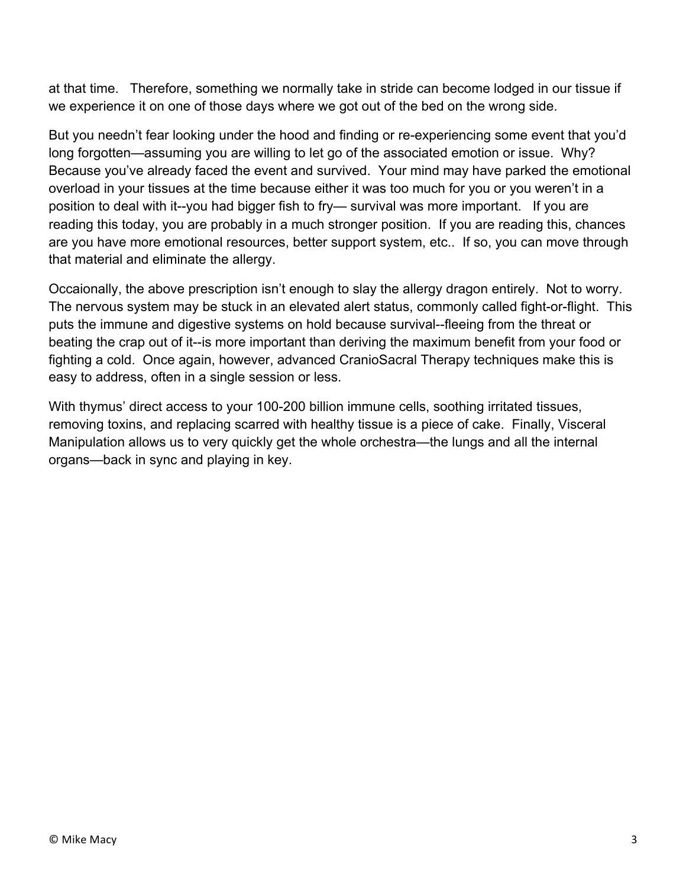at that time. Therefore, something we normally take in stride can become lodged in our tissue if we experience it on one of those days where we got out of the bed on the wrong side.

But you needn't fear looking under the hood and finding or re-experiencing some event that you'd long forgotten—assuming you are willing to let go of the associated emotion or issue. Why? Because you've already faced the event and survived. Your mind may have parked the emotional overload in your tissues at the time because either it was too much for you or you weren't in a position to deal with it--you had bigger fish to fry— survival was more important. If you are reading this today, you are probably in a much stronger position. If you are reading this, chances are you have more emotional resources, better support system, etc.. If so, you can move through that material and eliminate the allergy.

Occaionally, the above prescription isn't enough to slay the allergy dragon entirely. Not to worry. The nervous system may be stuck in an elevated alert status, commonly called fight-or-flight. This puts the immune and digestive systems on hold because survival--fleeing from the threat or beating the crap out of it--is more important than deriving the maximum benefit from your food or fighting a cold. Once again, however, advanced CranioSacral Therapy techniques make this is easy to address, often in a single session or less.

With thymus' direct access to your 100-200 billion immune cells, soothing irritated tissues, removing toxins, and replacing scarred with healthy tissue is a piece of cake. Finally, Visceral Manipulation allows us to very quickly get the whole orchestra—the lungs and all the internal organs—back in sync and playing in key.

© Mike Macy